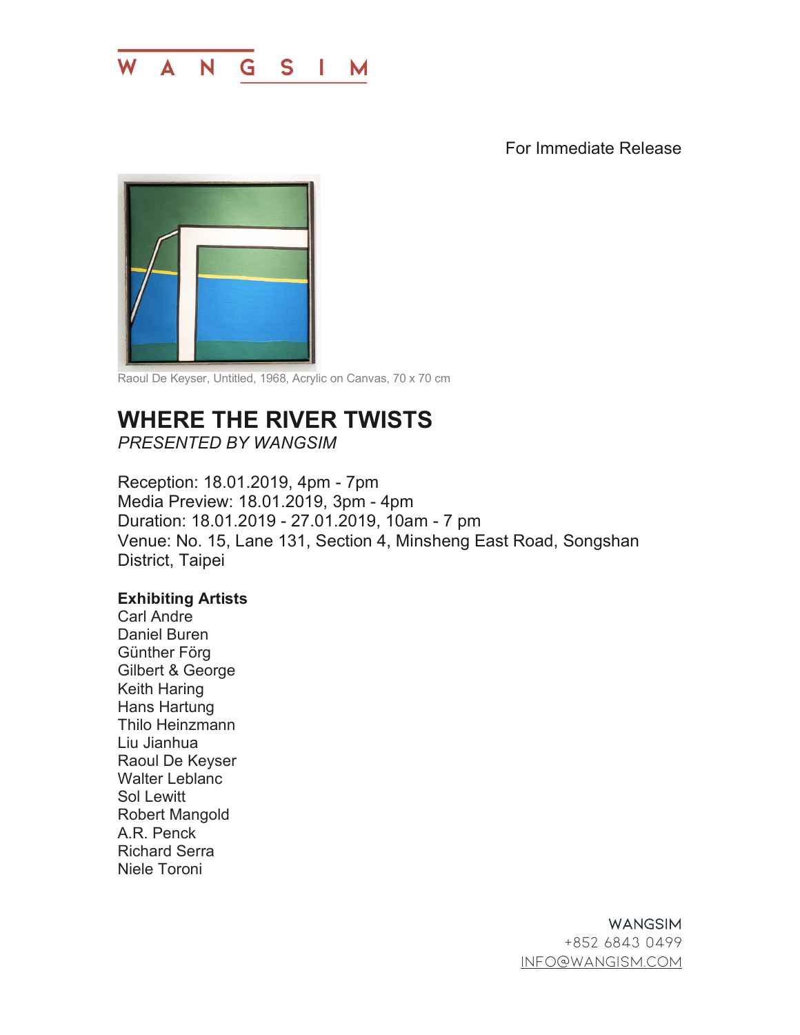WANGSIM

For Immediate Release

Raoul De Keyser, Untitled, 1968, Acrylic on Canvas, 70 x 70 cm

# WHERE THE RIVER TWISTS

*PRESENTED BY WANGSIM*

Reception: 18.01.2019, 4pm - 7pm
Media Preview: 18.01.2019, 3pm - 4pm
Duration: 18.01.2019 - 27.01.2019, 10am - 7 pm
Venue: No. 15, Lane 131, Section 4, Minsheng East Road, Songshan District, Taipei

**Exhibiting Artists**

Carl Andre
Daniel Buren
Günther Förg
Gilbert & George
Keith Haring
Hans Hartung
Thilo Heinzmann
Liu Jianhua
Raoul De Keyser
Walter Leblanc
Sol Lewitt
Robert Mangold
A.R. Penck
Richard Serra
Niele Toroni

WANGSIM
+852 6843 0499
INFO@WANGISM.COM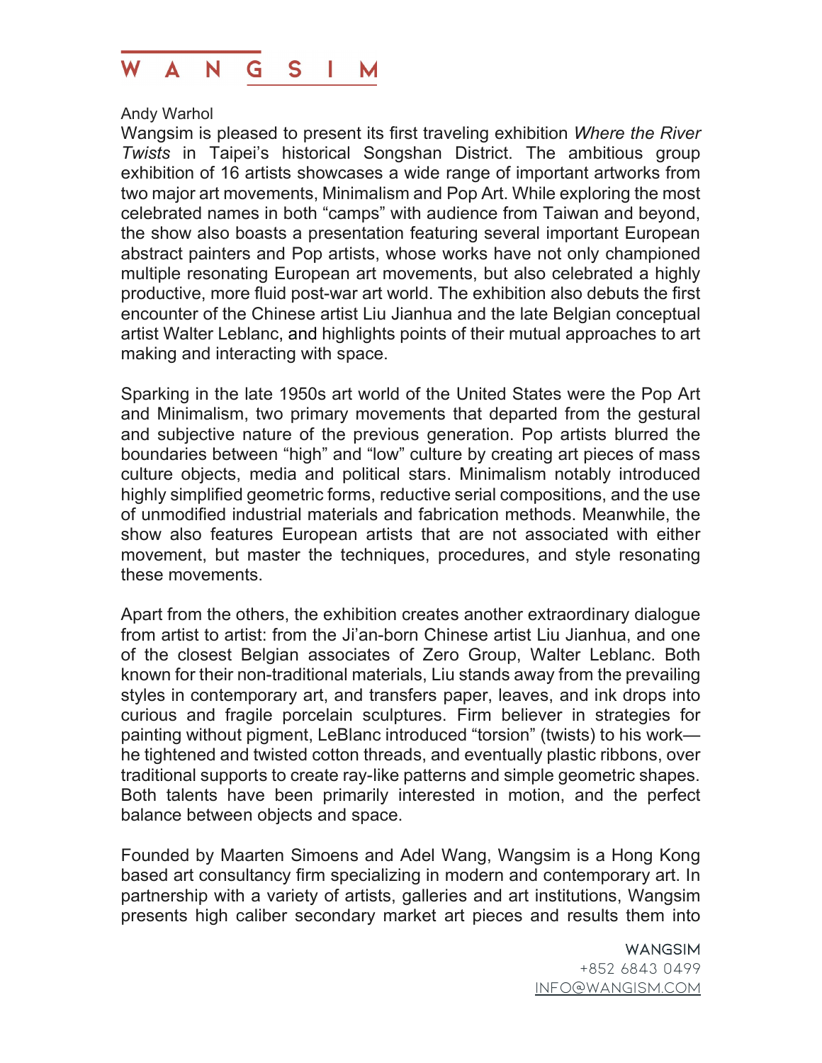Andy Warhol

Wangsim is pleased to present its first traveling exhibition *Where the River Twists* in Taipei's historical Songshan District. The ambitious group exhibition of 16 artists showcases a wide range of important artworks from two major art movements, Minimalism and Pop Art. While exploring the most celebrated names in both "camps" with audience from Taiwan and beyond, the show also boasts a presentation featuring several important European abstract painters and Pop artists, whose works have not only championed multiple resonating European art movements, but also celebrated a highly productive, more fluid post-war art world. The exhibition also debuts the first encounter of the Chinese artist Liu Jianhua and the late Belgian conceptual artist Walter Leblanc, and highlights points of their mutual approaches to art making and interacting with space.

Sparking in the late 1950s art world of the United States were the Pop Art and Minimalism, two primary movements that departed from the gestural and subjective nature of the previous generation. Pop artists blurred the boundaries between "high" and "low" culture by creating art pieces of mass culture objects, media and political stars. Minimalism notably introduced highly simplified geometric forms, reductive serial compositions, and the use of unmodified industrial materials and fabrication methods. Meanwhile, the show also features European artists that are not associated with either movement, but master the techniques, procedures, and style resonating these movements.

Apart from the others, the exhibition creates another extraordinary dialogue from artist to artist: from the Ji'an-born Chinese artist Liu Jianhua, and one of the closest Belgian associates of Zero Group, Walter Leblanc. Both known for their non-traditional materials, Liu stands away from the prevailing styles in contemporary art, and transfers paper, leaves, and ink drops into curious and fragile porcelain sculptures. Firm believer in strategies for painting without pigment, LeBlanc introduced "torsion" (twists) to his work—he tightened and twisted cotton threads, and eventually plastic ribbons, over traditional supports to create ray-like patterns and simple geometric shapes. Both talents have been primarily interested in motion, and the perfect balance between objects and space.

Founded by Maarten Simoens and Adel Wang, Wangsim is a Hong Kong based art consultancy firm specializing in modern and contemporary art. In partnership with a variety of artists, galleries and art institutions, Wangsim presents high caliber secondary market art pieces and results them into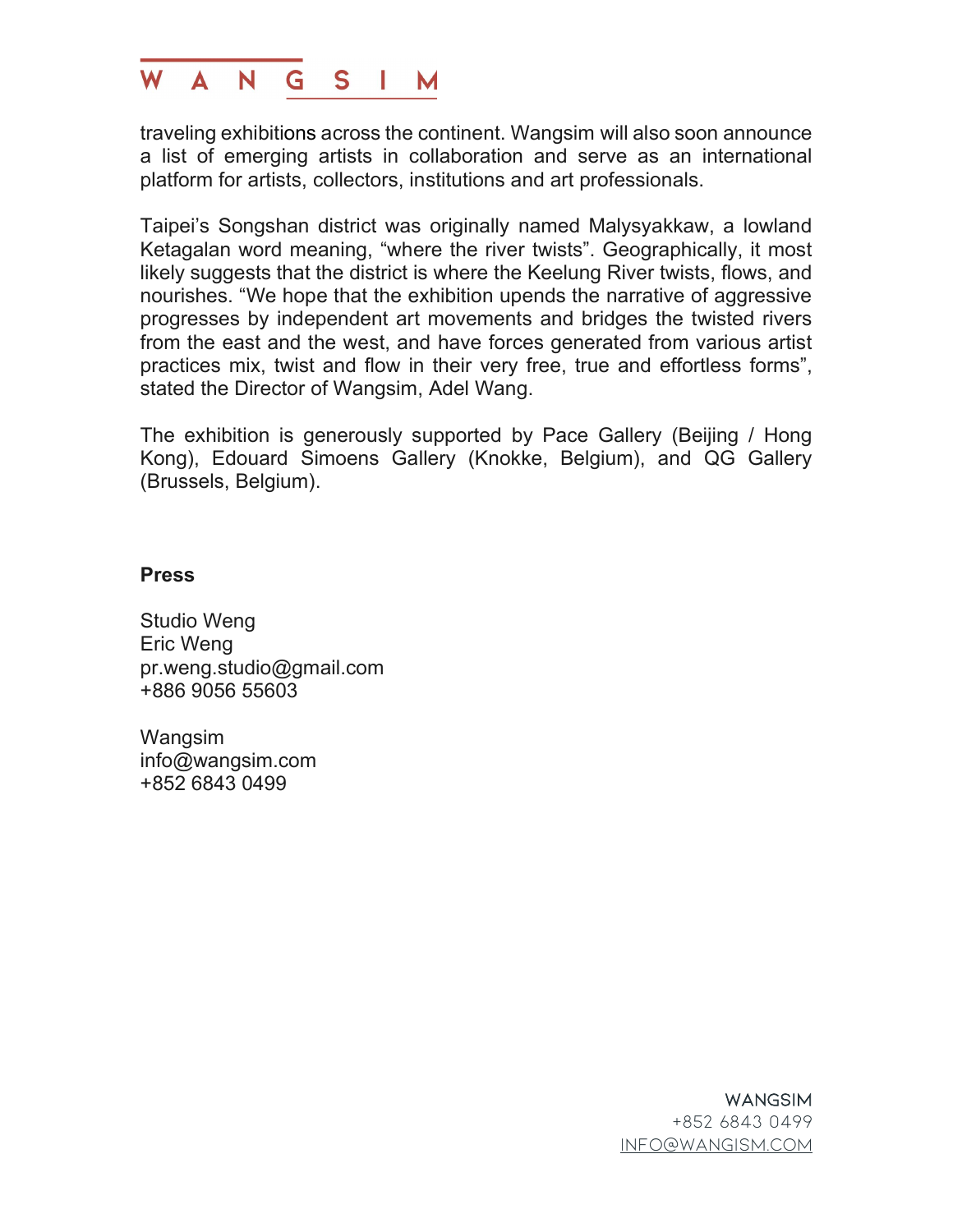traveling exhibitions across the continent. Wangsim will also soon announce a list of emerging artists in collaboration and serve as an international platform for artists, collectors, institutions and art professionals.

Taipei's Songshan district was originally named Malysyakkaw, a lowland Ketagalan word meaning, "where the river twists". Geographically, it most likely suggests that the district is where the Keelung River twists, flows, and nourishes. "We hope that the exhibition upends the narrative of aggressive progresses by independent art movements and bridges the twisted rivers from the east and the west, and have forces generated from various artist practices mix, twist and flow in their very free, true and effortless forms", stated the Director of Wangsim, Adel Wang.

The exhibition is generously supported by Pace Gallery (Beijing / Hong Kong), Edouard Simoens Gallery (Knokke, Belgium), and QG Gallery (Brussels, Belgium).

**Press**

Studio Weng
Eric Weng
pr.weng.studio@gmail.com
+886 9056 55603

Wangsim
info@wangsim.com
+852 6843 0499